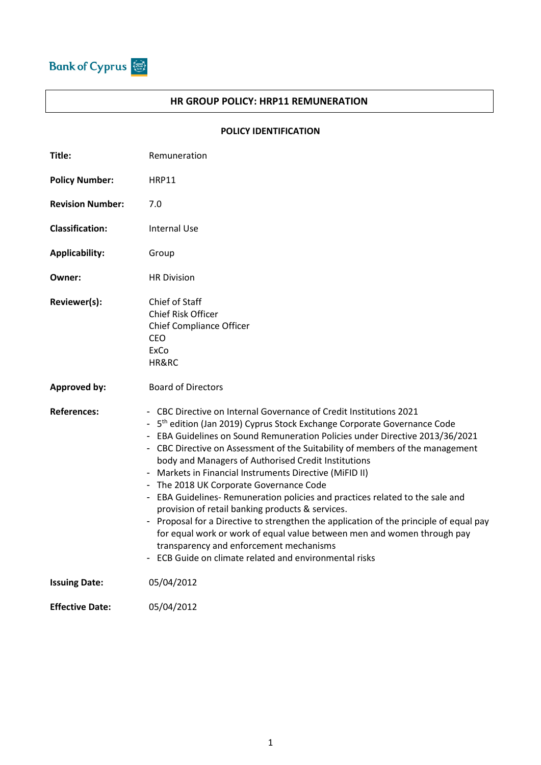Bank of Cyprus

# HR GROUP POLICY: HRP11 REMUNERATION

## POLICY IDENTIFICATION

| | |
|---|---|
| **Title:** | Remuneration |
| **Policy Number:** | HRP11 |
| **Revision Number:** | 7.0 |
| **Classification:** | Internal Use |
| **Applicability:** | Group |
| **Owner:** | HR Division |
| **Reviewer(s):** | Chief of Staff<br>Chief Risk Officer<br>Chief Compliance Officer<br>CEO<br>ExCo<br>HR&RC |
| **Approved by:** | Board of Directors |
| **References:** | - CBC Directive on Internal Governance of Credit Institutions 2021<br>- 5th edition (Jan 2019) Cyprus Stock Exchange Corporate Governance Code<br>- EBA Guidelines on Sound Remuneration Policies under Directive 2013/36/2021<br>- CBC Directive on Assessment of the Suitability of members of the management body and Managers of Authorised Credit Institutions<br>- Markets in Financial Instruments Directive (MiFID II)<br>- The 2018 UK Corporate Governance Code<br>- EBA Guidelines- Remuneration policies and practices related to the sale and provision of retail banking products & services.<br>- Proposal for a Directive to strengthen the application of the principle of equal pay for equal work or work of equal value between men and women through pay transparency and enforcement mechanisms<br>- ECB Guide on climate related and environmental risks |
| **Issuing Date:** | 05/04/2012 |
| **Effective Date:** | 05/04/2012 |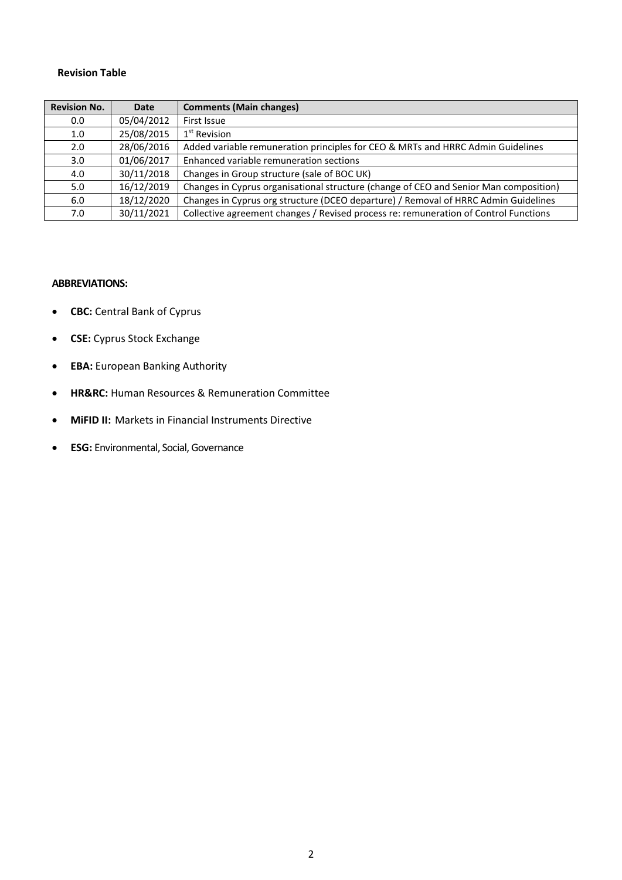**Revision Table**

| Revision No. | Date | Comments (Main changes) |
|---|---|---|
| 0.0 | 05/04/2012 | First Issue |
| 1.0 | 25/08/2015 | 1st Revision |
| 2.0 | 28/06/2016 | Added variable remuneration principles for CEO & MRTs and HRRC Admin Guidelines |
| 3.0 | 01/06/2017 | Enhanced variable remuneration sections |
| 4.0 | 30/11/2018 | Changes in Group structure (sale of BOC UK) |
| 5.0 | 16/12/2019 | Changes in Cyprus organisational structure (change of CEO and Senior Man composition) |
| 6.0 | 18/12/2020 | Changes in Cyprus org structure (DCEO departure) / Removal of HRRC Admin Guidelines |
| 7.0 | 30/11/2021 | Collective agreement changes / Revised process re: remuneration of Control Functions |

**ABBREVIATIONS:**

- **CBC:** Central Bank of Cyprus
- **CSE:** Cyprus Stock Exchange
- **EBA:** European Banking Authority
- **HR&RC:** Human Resources & Remuneration Committee
- **MiFID II:** Markets in Financial Instruments Directive
- **ESG:** Environmental, Social, Governance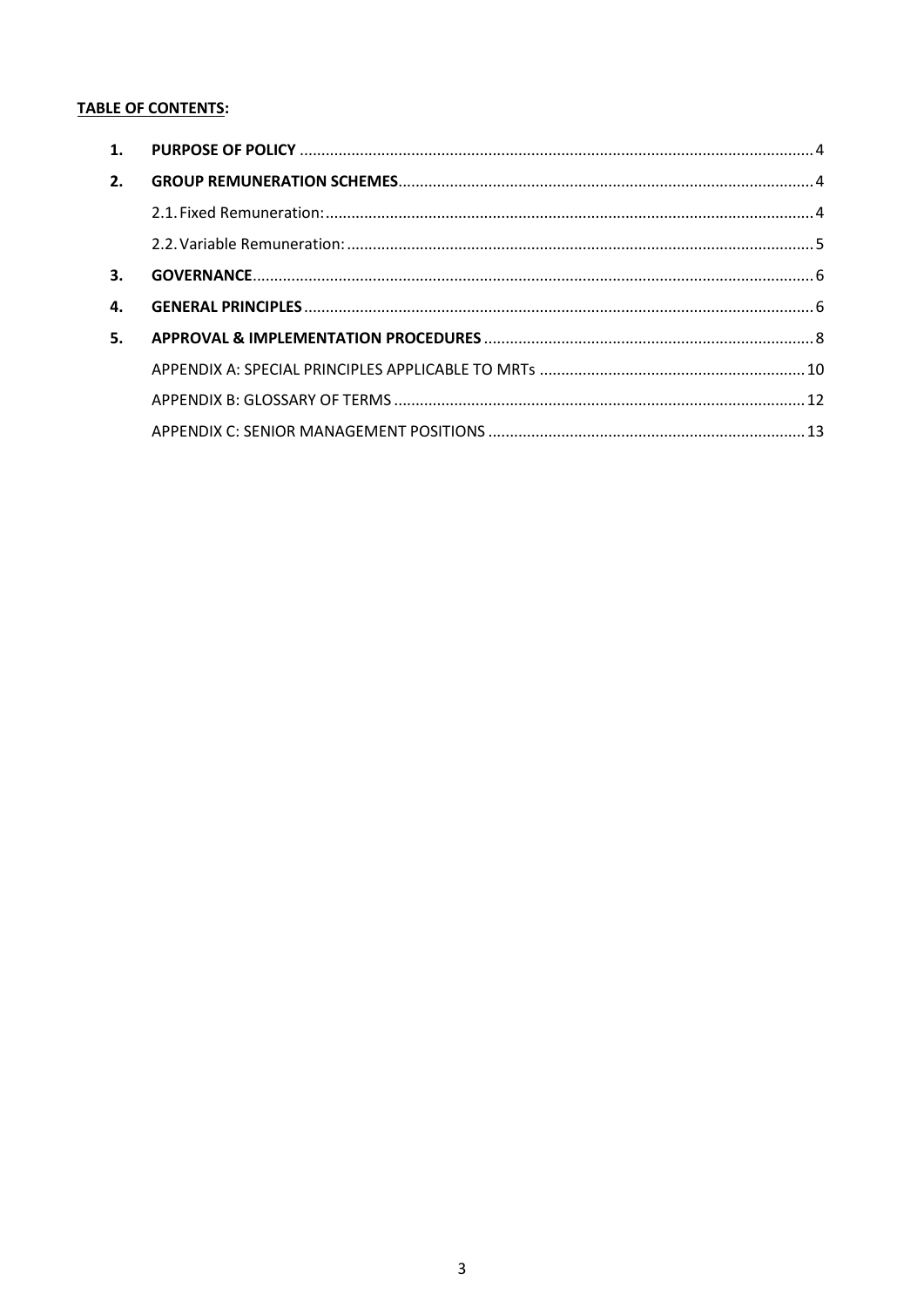**TABLE OF CONTENTS:**

| | | |
|---|---|---|
| **1.** | **PURPOSE OF POLICY** | 4 |
| **2.** | **GROUP REMUNERATION SCHEMES** | 4 |
| | 2.1. Fixed Remuneration: | 4 |
| | 2.2. Variable Remuneration: | 5 |
| **3.** | **GOVERNANCE** | 6 |
| **4.** | **GENERAL PRINCIPLES** | 6 |
| **5.** | **APPROVAL & IMPLEMENTATION PROCEDURES** | 8 |
| | APPENDIX A: SPECIAL PRINCIPLES APPLICABLE TO MRTs | 10 |
| | APPENDIX B: GLOSSARY OF TERMS | 12 |
| | APPENDIX C: SENIOR MANAGEMENT POSITIONS | 13 |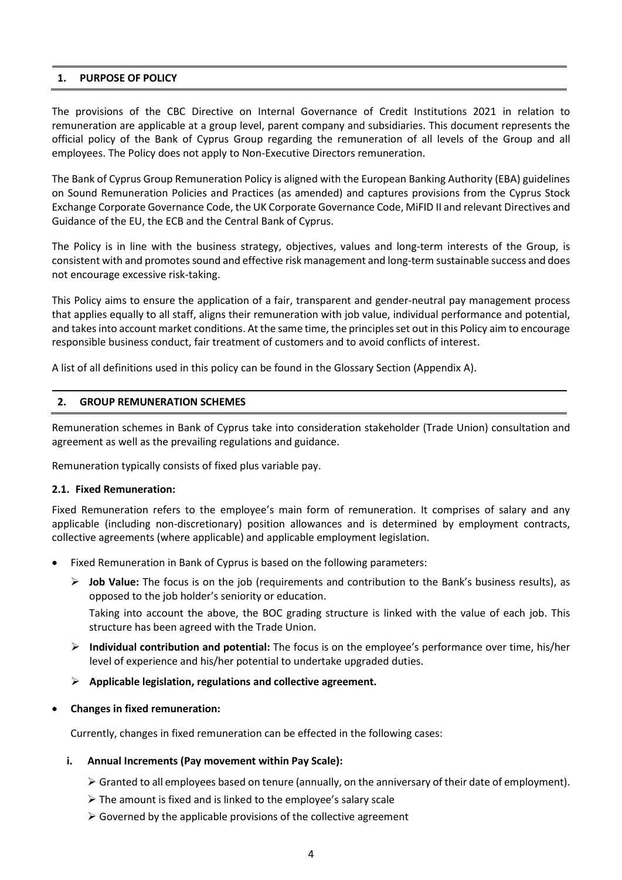## 1. PURPOSE OF POLICY

The provisions of the CBC Directive on Internal Governance of Credit Institutions 2021 in relation to remuneration are applicable at a group level, parent company and subsidiaries. This document represents the official policy of the Bank of Cyprus Group regarding the remuneration of all levels of the Group and all employees. The Policy does not apply to Non-Executive Directors remuneration.

The Bank of Cyprus Group Remuneration Policy is aligned with the European Banking Authority (EBA) guidelines on Sound Remuneration Policies and Practices (as amended) and captures provisions from the Cyprus Stock Exchange Corporate Governance Code, the UK Corporate Governance Code, MiFID II and relevant Directives and Guidance of the EU, the ECB and the Central Bank of Cyprus.

The Policy is in line with the business strategy, objectives, values and long-term interests of the Group, is consistent with and promotes sound and effective risk management and long-term sustainable success and does not encourage excessive risk-taking.

This Policy aims to ensure the application of a fair, transparent and gender-neutral pay management process that applies equally to all staff, aligns their remuneration with job value, individual performance and potential, and takes into account market conditions. At the same time, the principles set out in this Policy aim to encourage responsible business conduct, fair treatment of customers and to avoid conflicts of interest.

A list of all definitions used in this policy can be found in the Glossary Section (Appendix A).

## 2. GROUP REMUNERATION SCHEMES

Remuneration schemes in Bank of Cyprus take into consideration stakeholder (Trade Union) consultation and agreement as well as the prevailing regulations and guidance.

Remuneration typically consists of fixed plus variable pay.

### 2.1. Fixed Remuneration:

Fixed Remuneration refers to the employee's main form of remuneration. It comprises of salary and any applicable (including non-discretionary) position allowances and is determined by employment contracts, collective agreements (where applicable) and applicable employment legislation.

- Fixed Remuneration in Bank of Cyprus is based on the following parameters:
  - **Job Value:** The focus is on the job (requirements and contribution to the Bank's business results), as opposed to the job holder's seniority or education.

    Taking into account the above, the BOC grading structure is linked with the value of each job. This structure has been agreed with the Trade Union.
  - **Individual contribution and potential:** The focus is on the employee's performance over time, his/her level of experience and his/her potential to undertake upgraded duties.
  - **Applicable legislation, regulations and collective agreement.**

- **Changes in fixed remuneration:**

  Currently, changes in fixed remuneration can be effected in the following cases:

  **i. Annual Increments (Pay movement within Pay Scale):**

  - Granted to all employees based on tenure (annually, on the anniversary of their date of employment).
  - The amount is fixed and is linked to the employee's salary scale
  - Governed by the applicable provisions of the collective agreement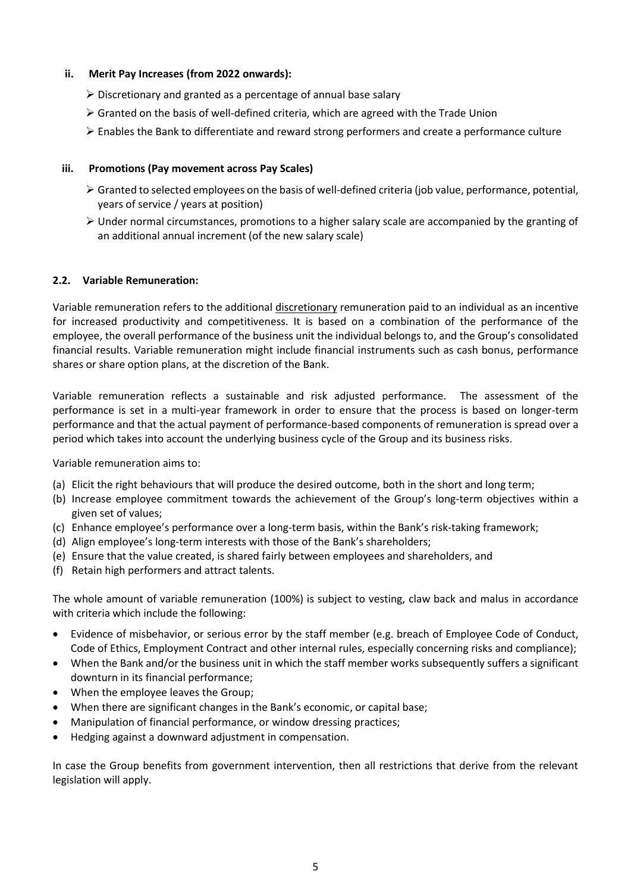**ii. Merit Pay Increases (from 2022 onwards):**

- Discretionary and granted as a percentage of annual base salary
- Granted on the basis of well-defined criteria, which are agreed with the Trade Union
- Enables the Bank to differentiate and reward strong performers and create a performance culture

**iii. Promotions (Pay movement across Pay Scales)**

- Granted to selected employees on the basis of well-defined criteria (job value, performance, potential, years of service / years at position)
- Under normal circumstances, promotions to a higher salary scale are accompanied by the granting of an additional annual increment (of the new salary scale)

### 2.2. Variable Remuneration:

Variable remuneration refers to the additional discretionary remuneration paid to an individual as an incentive for increased productivity and competitiveness. It is based on a combination of the performance of the employee, the overall performance of the business unit the individual belongs to, and the Group's consolidated financial results. Variable remuneration might include financial instruments such as cash bonus, performance shares or share option plans, at the discretion of the Bank.

Variable remuneration reflects a sustainable and risk adjusted performance. The assessment of the performance is set in a multi-year framework in order to ensure that the process is based on longer-term performance and that the actual payment of performance-based components of remuneration is spread over a period which takes into account the underlying business cycle of the Group and its business risks.

Variable remuneration aims to:

(a) Elicit the right behaviours that will produce the desired outcome, both in the short and long term;
(b) Increase employee commitment towards the achievement of the Group's long-term objectives within a given set of values;
(c) Enhance employee's performance over a long-term basis, within the Bank's risk-taking framework;
(d) Align employee's long-term interests with those of the Bank's shareholders;
(e) Ensure that the value created, is shared fairly between employees and shareholders, and
(f) Retain high performers and attract talents.

The whole amount of variable remuneration (100%) is subject to vesting, claw back and malus in accordance with criteria which include the following:

- Evidence of misbehavior, or serious error by the staff member (e.g. breach of Employee Code of Conduct, Code of Ethics, Employment Contract and other internal rules, especially concerning risks and compliance);
- When the Bank and/or the business unit in which the staff member works subsequently suffers a significant downturn in its financial performance;
- When the employee leaves the Group;
- When there are significant changes in the Bank's economic, or capital base;
- Manipulation of financial performance, or window dressing practices;
- Hedging against a downward adjustment in compensation.

In case the Group benefits from government intervention, then all restrictions that derive from the relevant legislation will apply.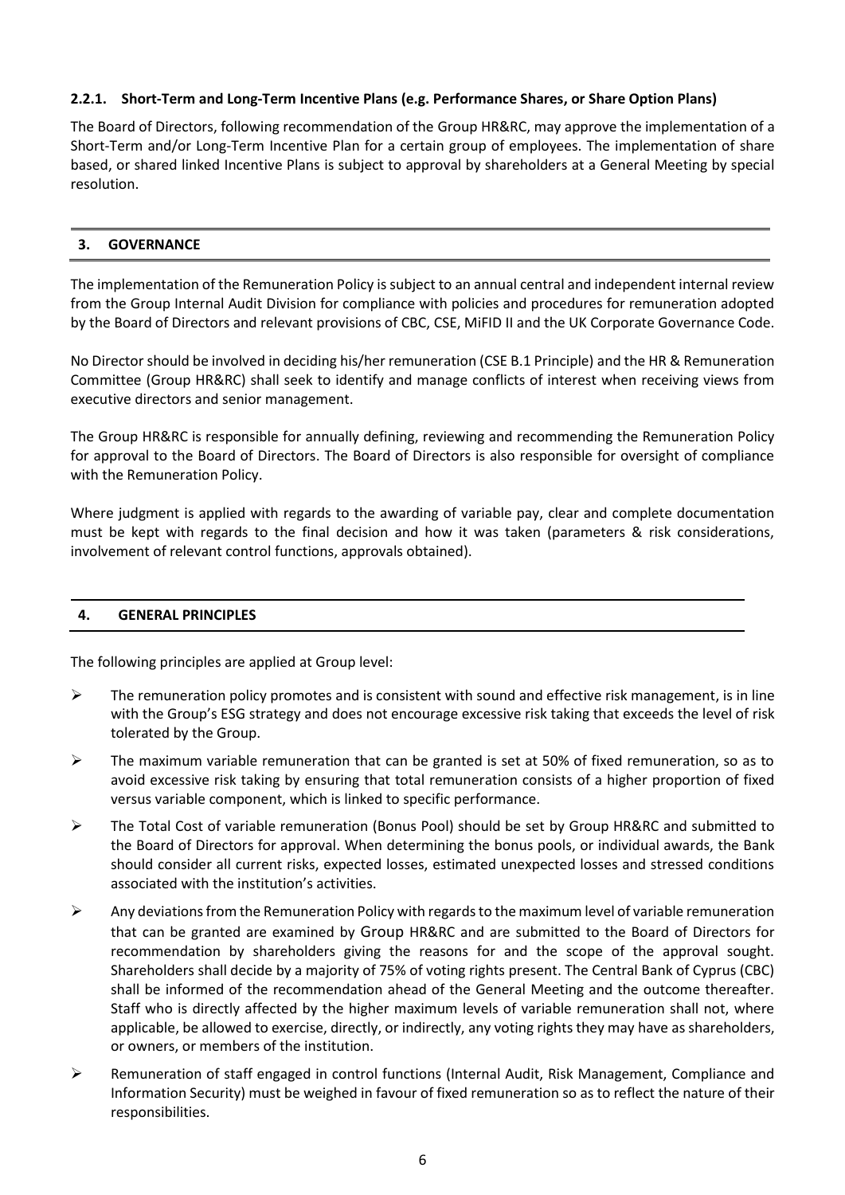#### 2.2.1. Short-Term and Long-Term Incentive Plans (e.g. Performance Shares, or Share Option Plans)

The Board of Directors, following recommendation of the Group HR&RC, may approve the implementation of a Short-Term and/or Long-Term Incentive Plan for a certain group of employees. The implementation of share based, or shared linked Incentive Plans is subject to approval by shareholders at a General Meeting by special resolution.

## 3. GOVERNANCE

The implementation of the Remuneration Policy is subject to an annual central and independent internal review from the Group Internal Audit Division for compliance with policies and procedures for remuneration adopted by the Board of Directors and relevant provisions of CBC, CSE, MiFID II and the UK Corporate Governance Code.

No Director should be involved in deciding his/her remuneration (CSE B.1 Principle) and the HR & Remuneration Committee (Group HR&RC) shall seek to identify and manage conflicts of interest when receiving views from executive directors and senior management.

The Group HR&RC is responsible for annually defining, reviewing and recommending the Remuneration Policy for approval to the Board of Directors. The Board of Directors is also responsible for oversight of compliance with the Remuneration Policy.

Where judgment is applied with regards to the awarding of variable pay, clear and complete documentation must be kept with regards to the final decision and how it was taken (parameters & risk considerations, involvement of relevant control functions, approvals obtained).

## 4. GENERAL PRINCIPLES

The following principles are applied at Group level:

- The remuneration policy promotes and is consistent with sound and effective risk management, is in line with the Group's ESG strategy and does not encourage excessive risk taking that exceeds the level of risk tolerated by the Group.
- The maximum variable remuneration that can be granted is set at 50% of fixed remuneration, so as to avoid excessive risk taking by ensuring that total remuneration consists of a higher proportion of fixed versus variable component, which is linked to specific performance.
- The Total Cost of variable remuneration (Bonus Pool) should be set by Group HR&RC and submitted to the Board of Directors for approval. When determining the bonus pools, or individual awards, the Bank should consider all current risks, expected losses, estimated unexpected losses and stressed conditions associated with the institution's activities.
- Any deviations from the Remuneration Policy with regards to the maximum level of variable remuneration that can be granted are examined by Group HR&RC and are submitted to the Board of Directors for recommendation by shareholders giving the reasons for and the scope of the approval sought. Shareholders shall decide by a majority of 75% of voting rights present. The Central Bank of Cyprus (CBC) shall be informed of the recommendation ahead of the General Meeting and the outcome thereafter. Staff who is directly affected by the higher maximum levels of variable remuneration shall not, where applicable, be allowed to exercise, directly, or indirectly, any voting rights they may have as shareholders, or owners, or members of the institution.
- Remuneration of staff engaged in control functions (Internal Audit, Risk Management, Compliance and Information Security) must be weighed in favour of fixed remuneration so as to reflect the nature of their responsibilities.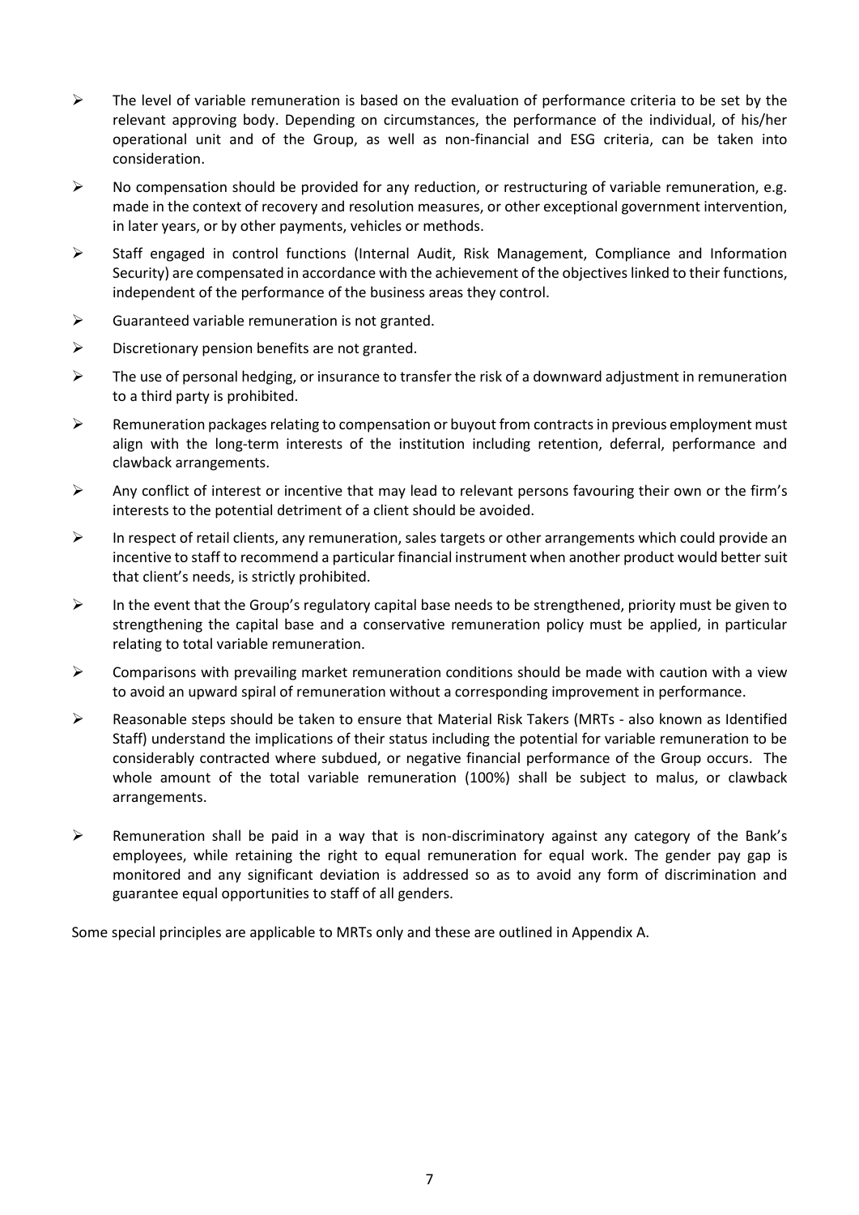- The level of variable remuneration is based on the evaluation of performance criteria to be set by the relevant approving body. Depending on circumstances, the performance of the individual, of his/her operational unit and of the Group, as well as non-financial and ESG criteria, can be taken into consideration.
- No compensation should be provided for any reduction, or restructuring of variable remuneration, e.g. made in the context of recovery and resolution measures, or other exceptional government intervention, in later years, or by other payments, vehicles or methods.
- Staff engaged in control functions (Internal Audit, Risk Management, Compliance and Information Security) are compensated in accordance with the achievement of the objectives linked to their functions, independent of the performance of the business areas they control.
- Guaranteed variable remuneration is not granted.
- Discretionary pension benefits are not granted.
- The use of personal hedging, or insurance to transfer the risk of a downward adjustment in remuneration to a third party is prohibited.
- Remuneration packages relating to compensation or buyout from contracts in previous employment must align with the long-term interests of the institution including retention, deferral, performance and clawback arrangements.
- Any conflict of interest or incentive that may lead to relevant persons favouring their own or the firm's interests to the potential detriment of a client should be avoided.
- In respect of retail clients, any remuneration, sales targets or other arrangements which could provide an incentive to staff to recommend a particular financial instrument when another product would better suit that client's needs, is strictly prohibited.
- In the event that the Group's regulatory capital base needs to be strengthened, priority must be given to strengthening the capital base and a conservative remuneration policy must be applied, in particular relating to total variable remuneration.
- Comparisons with prevailing market remuneration conditions should be made with caution with a view to avoid an upward spiral of remuneration without a corresponding improvement in performance.
- Reasonable steps should be taken to ensure that Material Risk Takers (MRTs - also known as Identified Staff) understand the implications of their status including the potential for variable remuneration to be considerably contracted where subdued, or negative financial performance of the Group occurs. The whole amount of the total variable remuneration (100%) shall be subject to malus, or clawback arrangements.
- Remuneration shall be paid in a way that is non-discriminatory against any category of the Bank's employees, while retaining the right to equal remuneration for equal work. The gender pay gap is monitored and any significant deviation is addressed so as to avoid any form of discrimination and guarantee equal opportunities to staff of all genders.

Some special principles are applicable to MRTs only and these are outlined in Appendix A.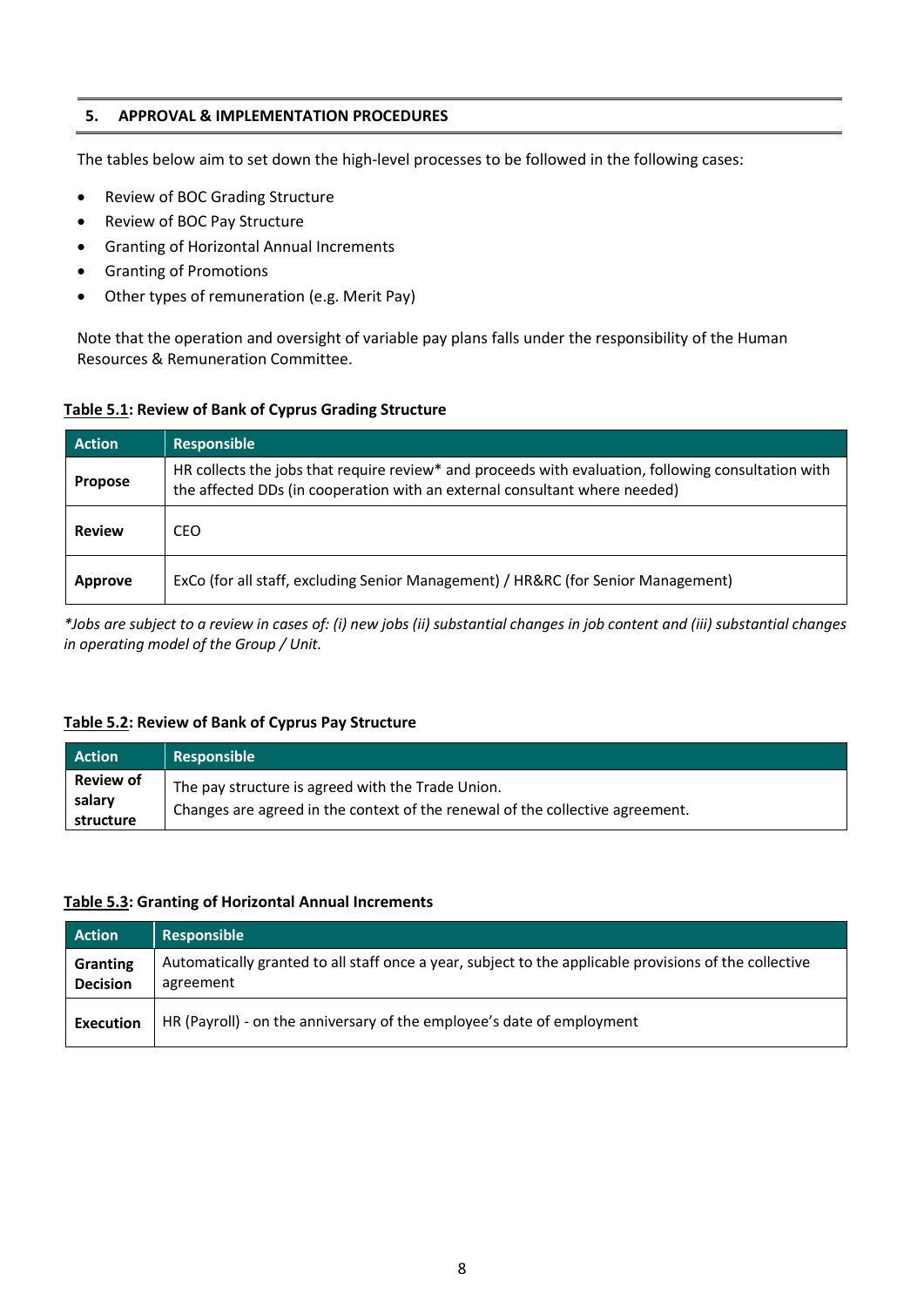## 5. APPROVAL & IMPLEMENTATION PROCEDURES

The tables below aim to set down the high-level processes to be followed in the following cases:

- Review of BOC Grading Structure
- Review of BOC Pay Structure
- Granting of Horizontal Annual Increments
- Granting of Promotions
- Other types of remuneration (e.g. Merit Pay)

Note that the operation and oversight of variable pay plans falls under the responsibility of the Human Resources & Remuneration Committee.

**<u>Table 5.1</u>: Review of Bank of Cyprus Grading Structure**

| Action | Responsible |
|---|---|
| **Propose** | HR collects the jobs that require review* and proceeds with evaluation, following consultation with the affected DDs (in cooperation with an external consultant where needed) |
| **Review** | CEO |
| **Approve** | ExCo (for all staff, excluding Senior Management) / HR&RC (for Senior Management) |

*\*Jobs are subject to a review in cases of: (i) new jobs (ii) substantial changes in job content and (iii) substantial changes in operating model of the Group / Unit.*

**<u>Table 5.2</u>: Review of Bank of Cyprus Pay Structure**

| Action | Responsible |
|---|---|
| **Review of salary structure** | The pay structure is agreed with the Trade Union.<br>Changes are agreed in the context of the renewal of the collective agreement. |

**<u>Table 5.3</u>: Granting of Horizontal Annual Increments**

| Action | Responsible |
|---|---|
| **Granting Decision** | Automatically granted to all staff once a year, subject to the applicable provisions of the collective agreement |
| **Execution** | HR (Payroll) - on the anniversary of the employee's date of employment |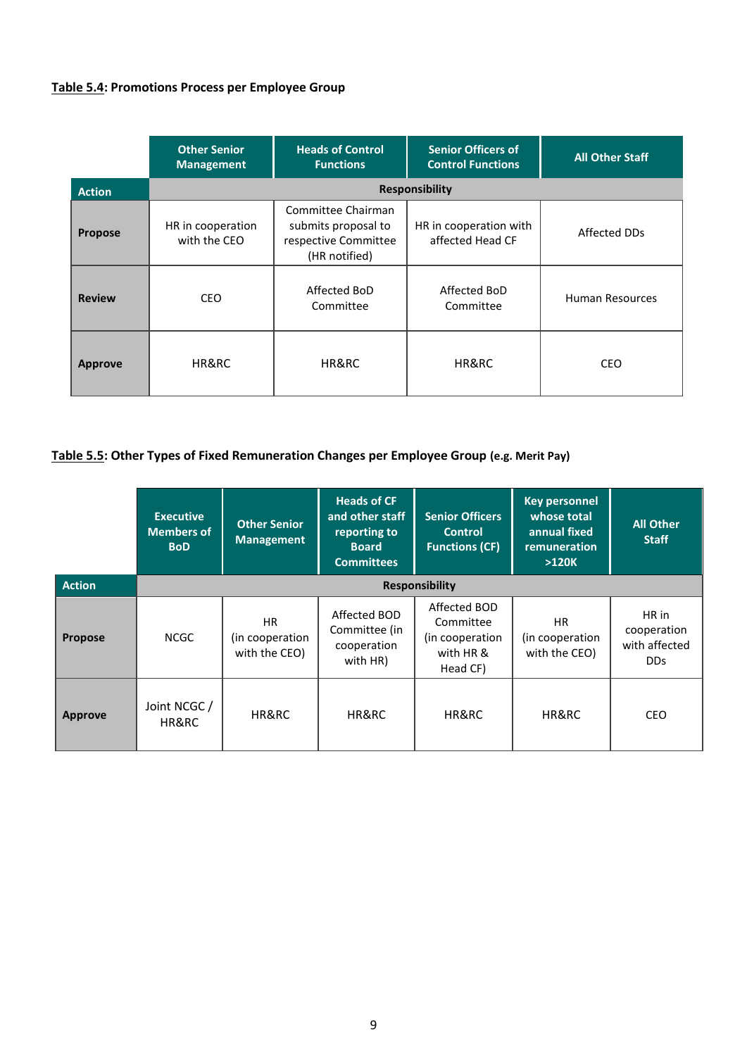**Table 5.4: Promotions Process per Employee Group**

| Action | Other Senior Management | Heads of Control Functions | Senior Officers of Control Functions | All Other Staff |
|---|---|---|---|---|
| | **Responsibility** | | | |
| **Propose** | HR in cooperation with the CEO | Committee Chairman submits proposal to respective Committee (HR notified) | HR in cooperation with affected Head CF | Affected DDs |
| **Review** | CEO | Affected BoD Committee | Affected BoD Committee | Human Resources |
| **Approve** | HR&RC | HR&RC | HR&RC | CEO |

**Table 5.5: Other Types of Fixed Remuneration Changes per Employee Group** (e.g. Merit Pay)

| Action | Executive Members of BoD | Other Senior Management | Heads of CF and other staff reporting to Board Committees | Senior Officers Control Functions (CF) | Key personnel whose total annual fixed remuneration >120K | All Other Staff |
|---|---|---|---|---|---|---|
| | **Responsibility** | | | | | |
| **Propose** | NCGC | HR (in cooperation with the CEO) | Affected BOD Committee (in cooperation with HR) | Affected BOD Committee (in cooperation with HR & Head CF) | HR (in cooperation with the CEO) | HR in cooperation with affected DDs |
| **Approve** | Joint NCGC / HR&RC | HR&RC | HR&RC | HR&RC | HR&RC | CEO |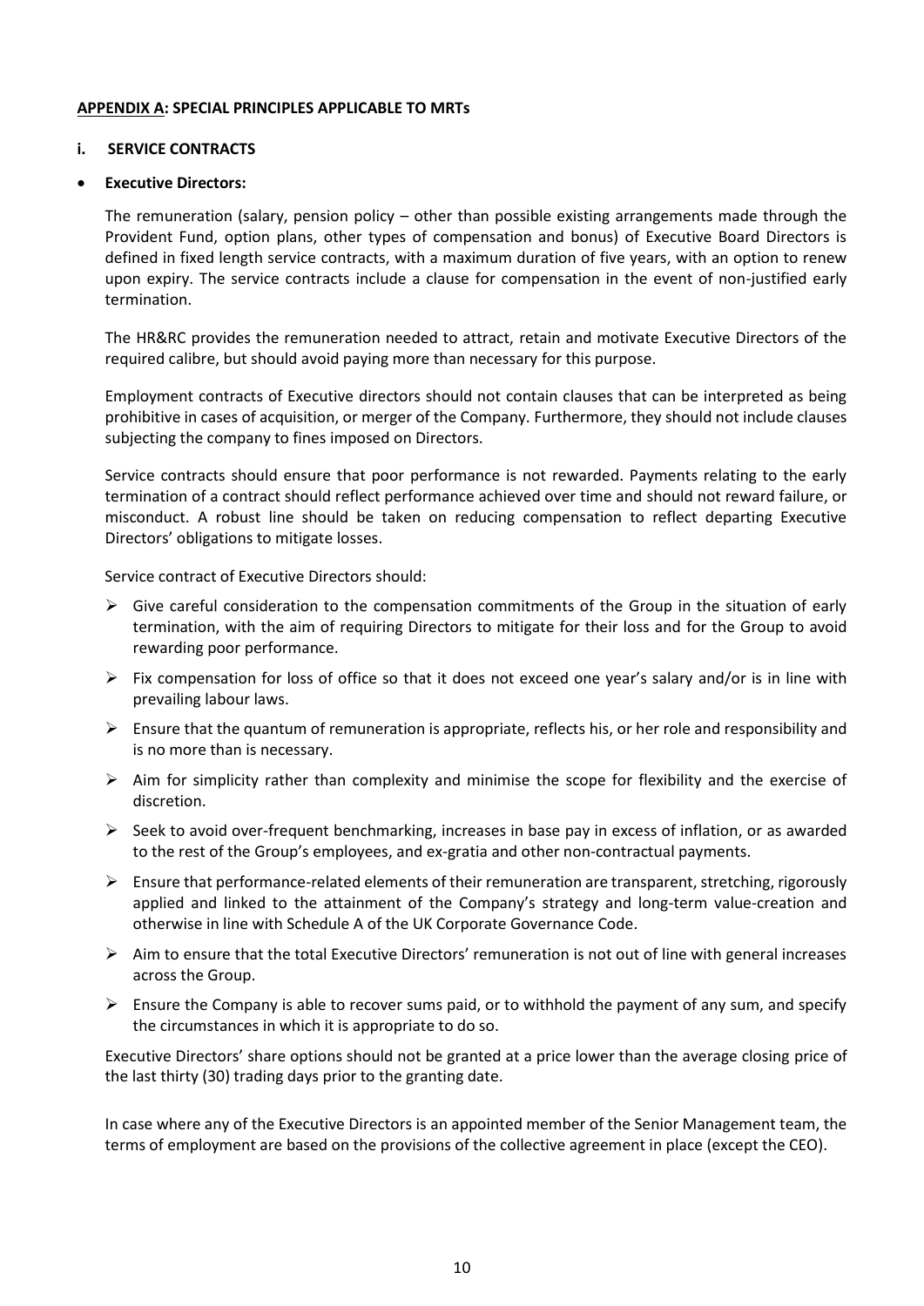## APPENDIX A: SPECIAL PRINCIPLES APPLICABLE TO MRTs

### i. SERVICE CONTRACTS

- **Executive Directors:**

The remuneration (salary, pension policy – other than possible existing arrangements made through the Provident Fund, option plans, other types of compensation and bonus) of Executive Board Directors is defined in fixed length service contracts, with a maximum duration of five years, with an option to renew upon expiry. The service contracts include a clause for compensation in the event of non-justified early termination.

The HR&RC provides the remuneration needed to attract, retain and motivate Executive Directors of the required calibre, but should avoid paying more than necessary for this purpose.

Employment contracts of Executive directors should not contain clauses that can be interpreted as being prohibitive in cases of acquisition, or merger of the Company. Furthermore, they should not include clauses subjecting the company to fines imposed on Directors.

Service contracts should ensure that poor performance is not rewarded. Payments relating to the early termination of a contract should reflect performance achieved over time and should not reward failure, or misconduct. A robust line should be taken on reducing compensation to reflect departing Executive Directors' obligations to mitigate losses.

Service contract of Executive Directors should:

- Give careful consideration to the compensation commitments of the Group in the situation of early termination, with the aim of requiring Directors to mitigate for their loss and for the Group to avoid rewarding poor performance.
- Fix compensation for loss of office so that it does not exceed one year's salary and/or is in line with prevailing labour laws.
- Ensure that the quantum of remuneration is appropriate, reflects his, or her role and responsibility and is no more than is necessary.
- Aim for simplicity rather than complexity and minimise the scope for flexibility and the exercise of discretion.
- Seek to avoid over-frequent benchmarking, increases in base pay in excess of inflation, or as awarded to the rest of the Group's employees, and ex-gratia and other non-contractual payments.
- Ensure that performance-related elements of their remuneration are transparent, stretching, rigorously applied and linked to the attainment of the Company's strategy and long-term value-creation and otherwise in line with Schedule A of the UK Corporate Governance Code.
- Aim to ensure that the total Executive Directors' remuneration is not out of line with general increases across the Group.
- Ensure the Company is able to recover sums paid, or to withhold the payment of any sum, and specify the circumstances in which it is appropriate to do so.

Executive Directors' share options should not be granted at a price lower than the average closing price of the last thirty (30) trading days prior to the granting date.

In case where any of the Executive Directors is an appointed member of the Senior Management team, the terms of employment are based on the provisions of the collective agreement in place (except the CEO).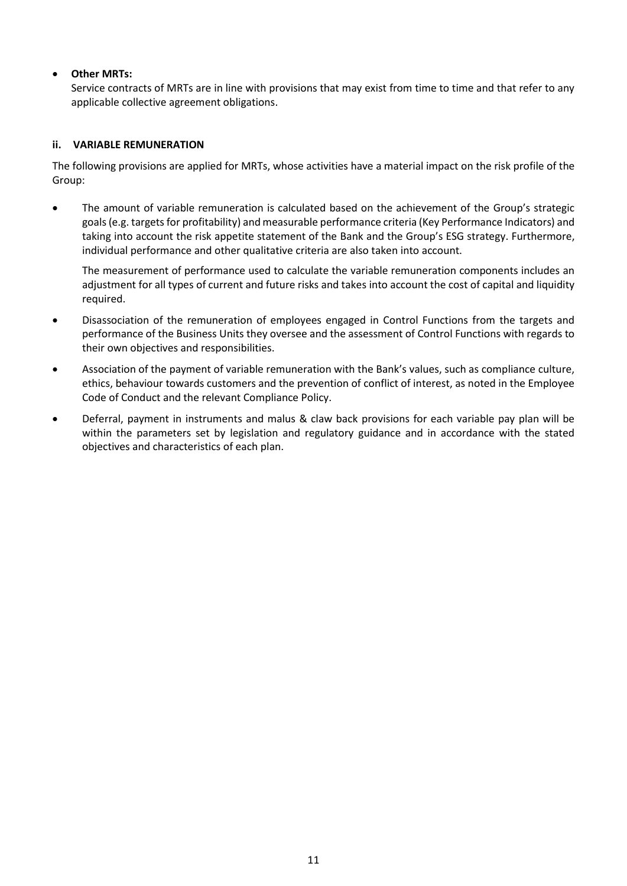- **Other MRTs:**

  Service contracts of MRTs are in line with provisions that may exist from time to time and that refer to any applicable collective agreement obligations.

### ii. VARIABLE REMUNERATION

The following provisions are applied for MRTs, whose activities have a material impact on the risk profile of the Group:

- The amount of variable remuneration is calculated based on the achievement of the Group's strategic goals (e.g. targets for profitability) and measurable performance criteria (Key Performance Indicators) and taking into account the risk appetite statement of the Bank and the Group's ESG strategy. Furthermore, individual performance and other qualitative criteria are also taken into account.

  The measurement of performance used to calculate the variable remuneration components includes an adjustment for all types of current and future risks and takes into account the cost of capital and liquidity required.

- Disassociation of the remuneration of employees engaged in Control Functions from the targets and performance of the Business Units they oversee and the assessment of Control Functions with regards to their own objectives and responsibilities.

- Association of the payment of variable remuneration with the Bank's values, such as compliance culture, ethics, behaviour towards customers and the prevention of conflict of interest, as noted in the Employee Code of Conduct and the relevant Compliance Policy.

- Deferral, payment in instruments and malus & claw back provisions for each variable pay plan will be within the parameters set by legislation and regulatory guidance and in accordance with the stated objectives and characteristics of each plan.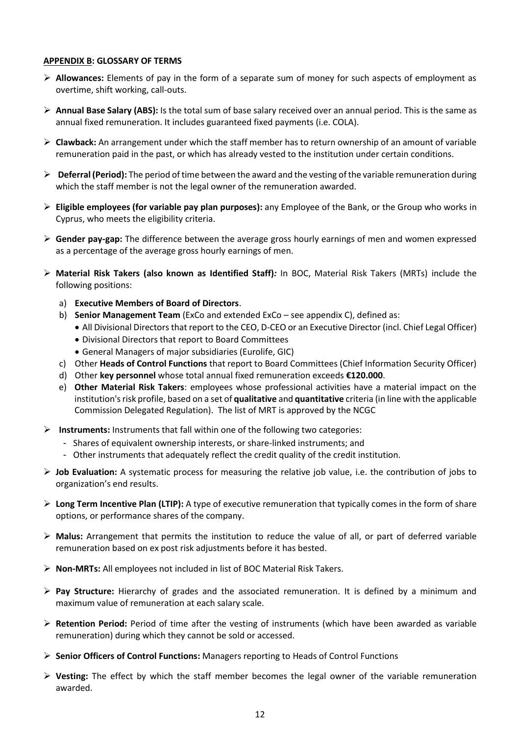**APPENDIX B: GLOSSARY OF TERMS**

- **Allowances:** Elements of pay in the form of a separate sum of money for such aspects of employment as overtime, shift working, call-outs.
- **Annual Base Salary (ABS):** Is the total sum of base salary received over an annual period. This is the same as annual fixed remuneration. It includes guaranteed fixed payments (i.e. COLA).
- **Clawback:** An arrangement under which the staff member has to return ownership of an amount of variable remuneration paid in the past, or which has already vested to the institution under certain conditions.
- **Deferral (Period):** The period of time between the award and the vesting of the variable remuneration during which the staff member is not the legal owner of the remuneration awarded.
- **Eligible employees (for variable pay plan purposes):** any Employee of the Bank, or the Group who works in Cyprus, who meets the eligibility criteria.
- **Gender pay-gap:** The difference between the average gross hourly earnings of men and women expressed as a percentage of the average gross hourly earnings of men.
- **Material Risk Takers (also known as Identified Staff)***:* In BOC, Material Risk Takers (MRTs) include the following positions:
  a) **Executive Members of Board of Directors**.
  b) **Senior Management Team** (ExCo and extended ExCo – see appendix C), defined as:
     - All Divisional Directors that report to the CEO, D-CEO or an Executive Director (incl. Chief Legal Officer)
     - Divisional Directors that report to Board Committees
     - General Managers of major subsidiaries (Eurolife, GIC)
  c) Other **Heads of Control Functions** that report to Board Committees (Chief Information Security Officer)
  d) Other **key personnel** whose total annual fixed remuneration exceeds **€120.000**.
  e) **Other Material Risk Takers**: employees whose professional activities have a material impact on the institution's risk profile, based on a set of **qualitative** and **quantitative** criteria (in line with the applicable Commission Delegated Regulation). The list of MRT is approved by the NCGC
- **Instruments:** Instruments that fall within one of the following two categories:
  - Shares of equivalent ownership interests, or share-linked instruments; and
  - Other instruments that adequately reflect the credit quality of the credit institution.
- **Job Evaluation:** A systematic process for measuring the relative job value, i.e. the contribution of jobs to organization's end results.
- **Long Term Incentive Plan (LTIP):** A type of executive remuneration that typically comes in the form of share options, or performance shares of the company.
- **Malus:** Arrangement that permits the institution to reduce the value of all, or part of deferred variable remuneration based on ex post risk adjustments before it has bested.
- **Non-MRTs:** All employees not included in list of BOC Material Risk Takers.
- **Pay Structure:** Hierarchy of grades and the associated remuneration. It is defined by a minimum and maximum value of remuneration at each salary scale.
- **Retention Period:** Period of time after the vesting of instruments (which have been awarded as variable remuneration) during which they cannot be sold or accessed.
- **Senior Officers of Control Functions:** Managers reporting to Heads of Control Functions
- **Vesting:** The effect by which the staff member becomes the legal owner of the variable remuneration awarded.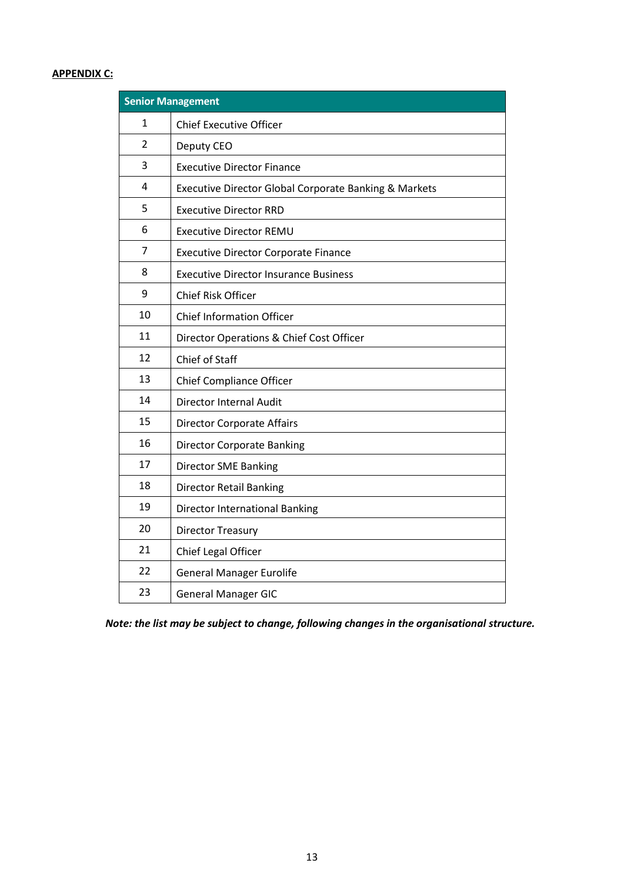**APPENDIX C:**

| Senior Management | |
|---|---|
| 1 | Chief Executive Officer |
| 2 | Deputy CEO |
| 3 | Executive Director Finance |
| 4 | Executive Director Global Corporate Banking & Markets |
| 5 | Executive Director RRD |
| 6 | Executive Director REMU |
| 7 | Executive Director Corporate Finance |
| 8 | Executive Director Insurance Business |
| 9 | Chief Risk Officer |
| 10 | Chief Information Officer |
| 11 | Director Operations & Chief Cost Officer |
| 12 | Chief of Staff |
| 13 | Chief Compliance Officer |
| 14 | Director Internal Audit |
| 15 | Director Corporate Affairs |
| 16 | Director Corporate Banking |
| 17 | Director SME Banking |
| 18 | Director Retail Banking |
| 19 | Director International Banking |
| 20 | Director Treasury |
| 21 | Chief Legal Officer |
| 22 | General Manager Eurolife |
| 23 | General Manager GIC |

***Note: the list may be subject to change, following changes in the organisational structure.***